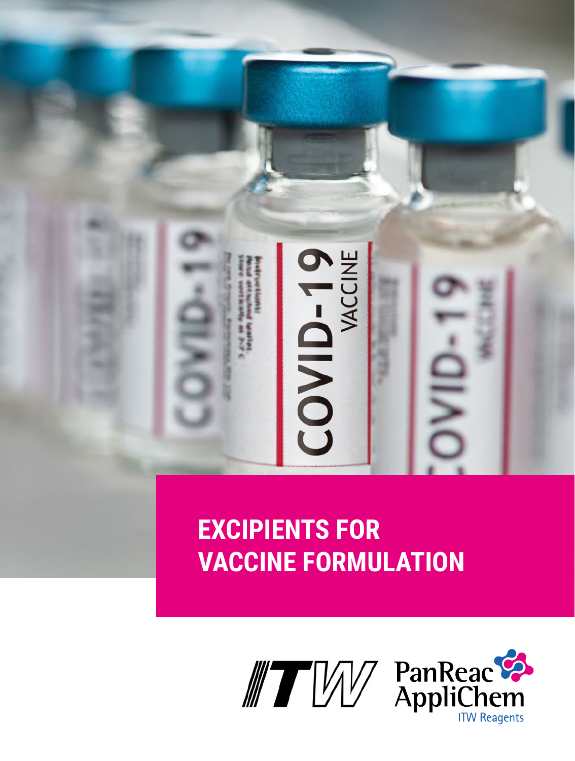# EXCIPIENTS FOR VACCINE FORMULATION

ITW PanReac AppliChem ITW Reagents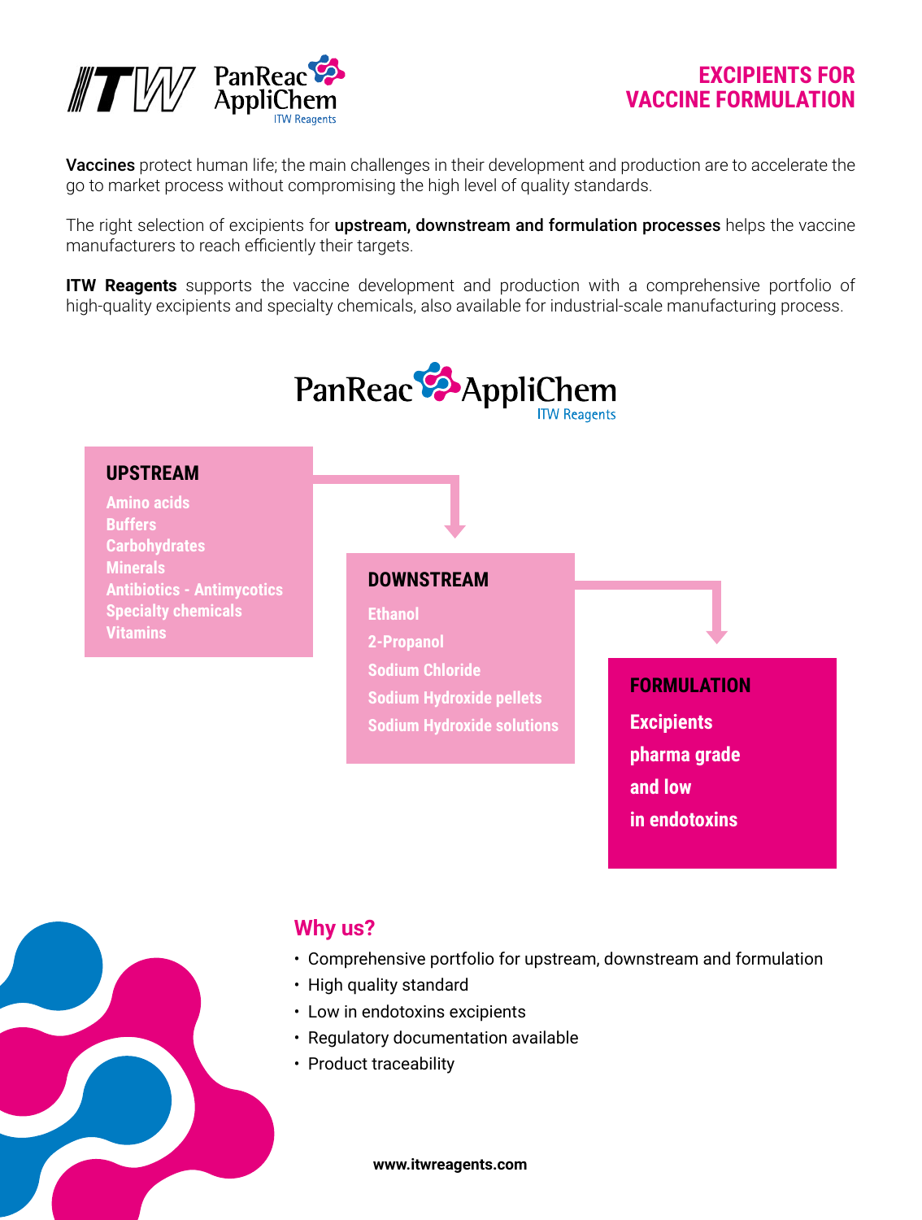# EXCIPIENTS FOR VACCINE FORMULATION

**Vaccines** protect human life; the main challenges in their development and production are to accelerate the go to market process without compromising the high level of quality standards.

The right selection of excipients for **upstream, downstream and formulation processes** helps the vaccine manufacturers to reach efficiently their targets.

**ITW Reagents** supports the vaccine development and production with a comprehensive portfolio of high-quality excipients and specialty chemicals, also available for industrial-scale manufacturing process.

PanReac AppliChem
ITW Reagents

## UPSTREAM

- Amino acids
- Buffers
- Carbohydrates
- Minerals
- Antibiotics - Antimycotics
- Specialty chemicals
- Vitamins

## DOWNSTREAM

- Ethanol
- 2-Propanol
- Sodium Chloride
- Sodium Hydroxide pellets
- Sodium Hydroxide solutions

## FORMULATION

Excipients pharma grade and low in endotoxins

## Why us?

- Comprehensive portfolio for upstream, downstream and formulation
- High quality standard
- Low in endotoxins excipients
- Regulatory documentation available
- Product traceability

**www.itwreagents.com**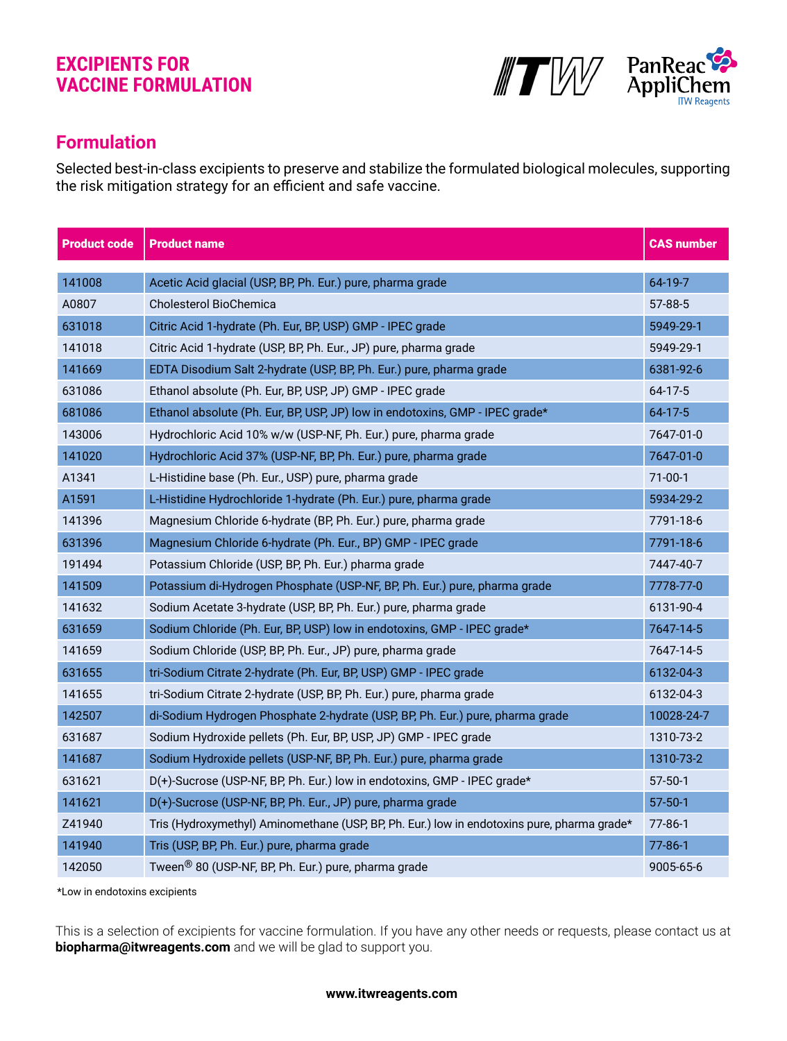# EXCIPIENTS FOR VACCINE FORMULATION

## Formulation

Selected best-in-class excipients to preserve and stabilize the formulated biological molecules, supporting the risk mitigation strategy for an efficient and safe vaccine.

| Product code | Product name | CAS number |
|---|---|---|
| 141008 | Acetic Acid glacial (USP, BP, Ph. Eur.) pure, pharma grade | 64-19-7 |
| A0807 | Cholesterol BioChemica | 57-88-5 |
| 631018 | Citric Acid 1-hydrate (Ph. Eur, BP, USP) GMP - IPEC grade | 5949-29-1 |
| 141018 | Citric Acid 1-hydrate (USP, BP, Ph. Eur., JP) pure, pharma grade | 5949-29-1 |
| 141669 | EDTA Disodium Salt 2-hydrate (USP, BP, Ph. Eur.) pure, pharma grade | 6381-92-6 |
| 631086 | Ethanol absolute (Ph. Eur, BP, USP, JP) GMP - IPEC grade | 64-17-5 |
| 681086 | Ethanol absolute (Ph. Eur, BP, USP, JP) low in endotoxins, GMP - IPEC grade* | 64-17-5 |
| 143006 | Hydrochloric Acid 10% w/w (USP-NF, Ph. Eur.) pure, pharma grade | 7647-01-0 |
| 141020 | Hydrochloric Acid 37% (USP-NF, BP, Ph. Eur.) pure, pharma grade | 7647-01-0 |
| A1341 | L-Histidine base (Ph. Eur., USP) pure, pharma grade | 71-00-1 |
| A1591 | L-Histidine Hydrochloride 1-hydrate (Ph. Eur.) pure, pharma grade | 5934-29-2 |
| 141396 | Magnesium Chloride 6-hydrate (BP, Ph. Eur.) pure, pharma grade | 7791-18-6 |
| 631396 | Magnesium Chloride 6-hydrate (Ph. Eur., BP) GMP - IPEC grade | 7791-18-6 |
| 191494 | Potassium Chloride (USP, BP, Ph. Eur.) pharma grade | 7447-40-7 |
| 141509 | Potassium di-Hydrogen Phosphate (USP-NF, BP, Ph. Eur.) pure, pharma grade | 7778-77-0 |
| 141632 | Sodium Acetate 3-hydrate (USP, BP, Ph. Eur.) pure, pharma grade | 6131-90-4 |
| 631659 | Sodium Chloride (Ph. Eur, BP, USP) low in endotoxins, GMP - IPEC grade* | 7647-14-5 |
| 141659 | Sodium Chloride (USP, BP, Ph. Eur., JP) pure, pharma grade | 7647-14-5 |
| 631655 | tri-Sodium Citrate 2-hydrate (Ph. Eur, BP, USP) GMP - IPEC grade | 6132-04-3 |
| 141655 | tri-Sodium Citrate 2-hydrate (USP, BP, Ph. Eur.) pure, pharma grade | 6132-04-3 |
| 142507 | di-Sodium Hydrogen Phosphate 2-hydrate (USP, BP, Ph. Eur.) pure, pharma grade | 10028-24-7 |
| 631687 | Sodium Hydroxide pellets (Ph. Eur, BP, USP, JP) GMP - IPEC grade | 1310-73-2 |
| 141687 | Sodium Hydroxide pellets (USP-NF, BP, Ph. Eur.) pure, pharma grade | 1310-73-2 |
| 631621 | D(+)-Sucrose (USP-NF, BP, Ph. Eur.) low in endotoxins, GMP - IPEC grade* | 57-50-1 |
| 141621 | D(+)-Sucrose (USP-NF, BP, Ph. Eur., JP) pure, pharma grade | 57-50-1 |
| Z41940 | Tris (Hydroxymethyl) Aminomethane (USP, BP, Ph. Eur.) low in endotoxins pure, pharma grade* | 77-86-1 |
| 141940 | Tris (USP, BP, Ph. Eur.) pure, pharma grade | 77-86-1 |
| 142050 | Tween® 80 (USP-NF, BP, Ph. Eur.) pure, pharma grade | 9005-65-6 |

*Low in endotoxins excipients

This is a selection of excipients for vaccine formulation. If you have any other needs or requests, please contact us at **biopharma@itwreagents.com** and we will be glad to support you.

**www.itwreagents.com**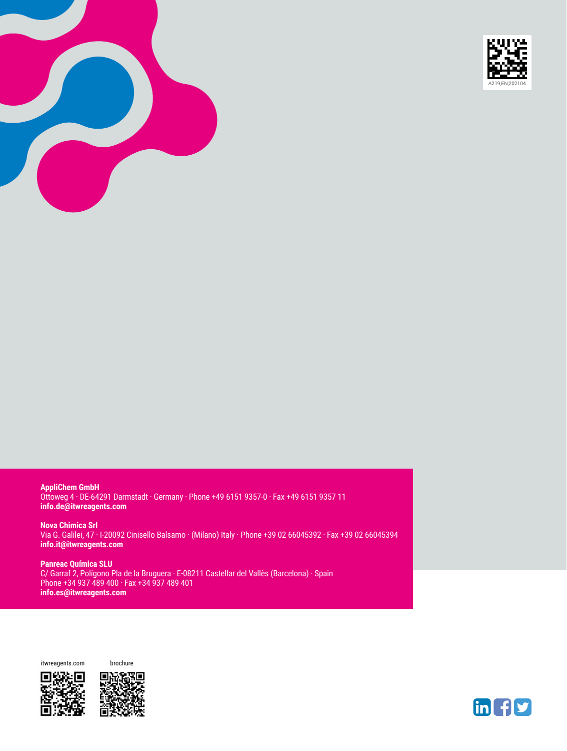A219,EN,202104

**AppliChem GmbH**
Ottoweg 4 · DE-64291 Darmstadt · Germany · Phone +49 6151 9357-0 · Fax +49 6151 9357 11
**info.de@itwreagents.com**

**Nova Chimica Srl**
Via G. Galilei, 47 · I-20092 Cinisello Balsamo · (Milano) Italy · Phone +39 02 66045392 · Fax +39 02 66045394
**info.it@itwreagents.com**

**Panreac Química SLU**
C/ Garraf 2, Polígono Pla de la Bruguera · E-08211 Castellar del Vallès (Barcelona) · Spain
Phone +34 937 489 400 · Fax +34 937 489 401
**info.es@itwreagents.com**

itwreagents.com

brochure